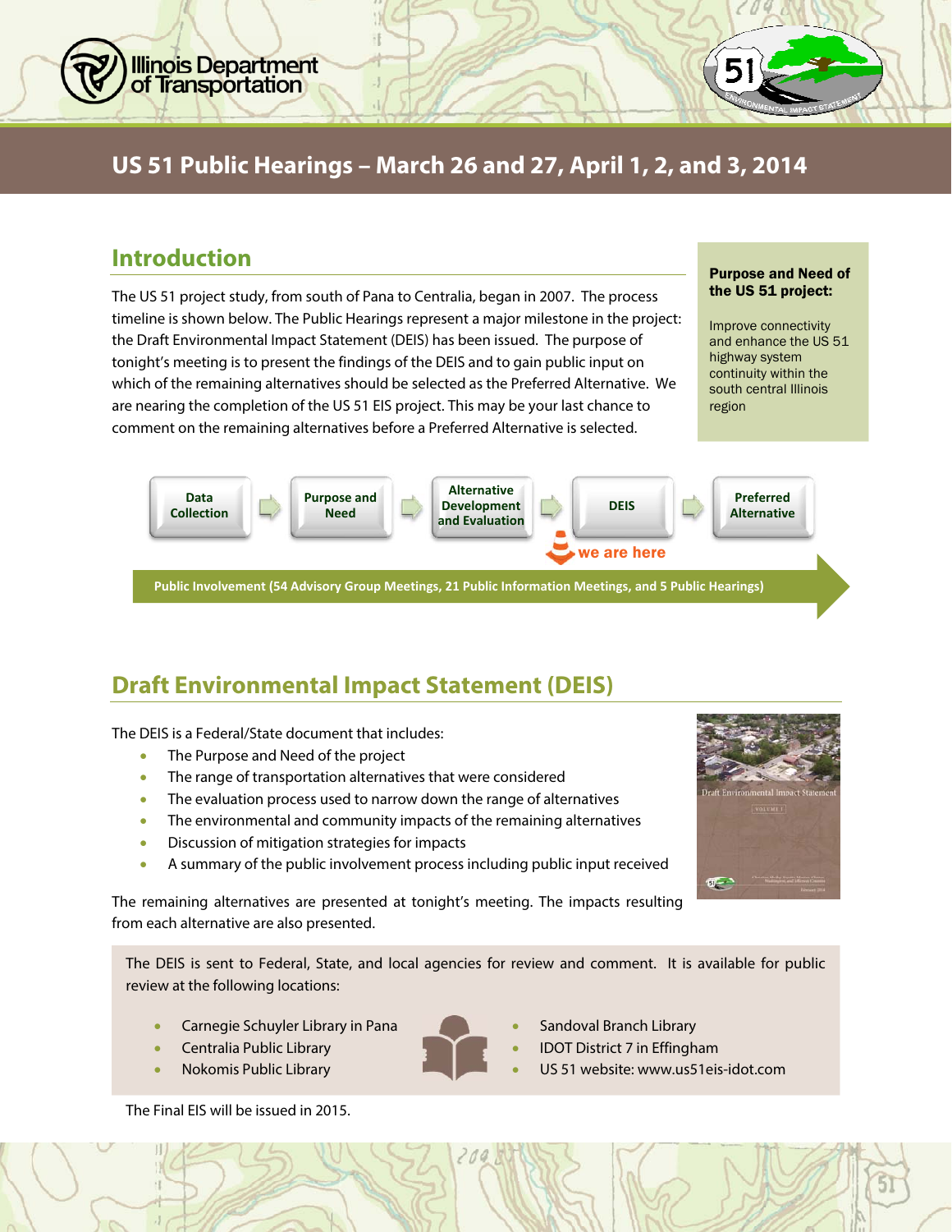# US 51 Public Hearings – March 26 and 27, April 1, 2, and 3, 2014

## Introduction

The US 51 project study, from south of Pana to Centralia, began in 2007. The process timeline is shown below. The Public Hearings represent a major milestone in the project: the Draft Environmental Impact Statement (DEIS) has been issued. The purpose of tonight's meeting is to present the findings of the DEIS and to gain public input on which of the remaining alternatives should be selected as the Preferred Alternative. We are nearing the completion of the US 51 EIS project. This may be your last chance to comment on the remaining alternatives before a Preferred Alternative is selected.

**Purpose and Need of the US 51 project:**

Improve connectivity and enhance the US 51 highway system continuity within the south central Illinois region

**Data Collection** → **Purpose and Need** → **Alternative Development and Evaluation** → **DEIS** (we are here) → **Preferred Alternative**

**Public Involvement (54 Advisory Group Meetings, 21 Public Information Meetings, and 5 Public Hearings)**

## Draft Environmental Impact Statement (DEIS)

The DEIS is a Federal/State document that includes:

- The Purpose and Need of the project
- The range of transportation alternatives that were considered
- The evaluation process used to narrow down the range of alternatives
- The environmental and community impacts of the remaining alternatives
- Discussion of mitigation strategies for impacts
- A summary of the public involvement process including public input received

The remaining alternatives are presented at tonight's meeting. The impacts resulting from each alternative are also presented.

The DEIS is sent to Federal, State, and local agencies for review and comment. It is available for public review at the following locations:

- Carnegie Schuyler Library in Pana
- Centralia Public Library
- Nokomis Public Library
- Sandoval Branch Library
- IDOT District 7 in Effingham
- US 51 website: www.us51eis-idot.com

The Final EIS will be issued in 2015.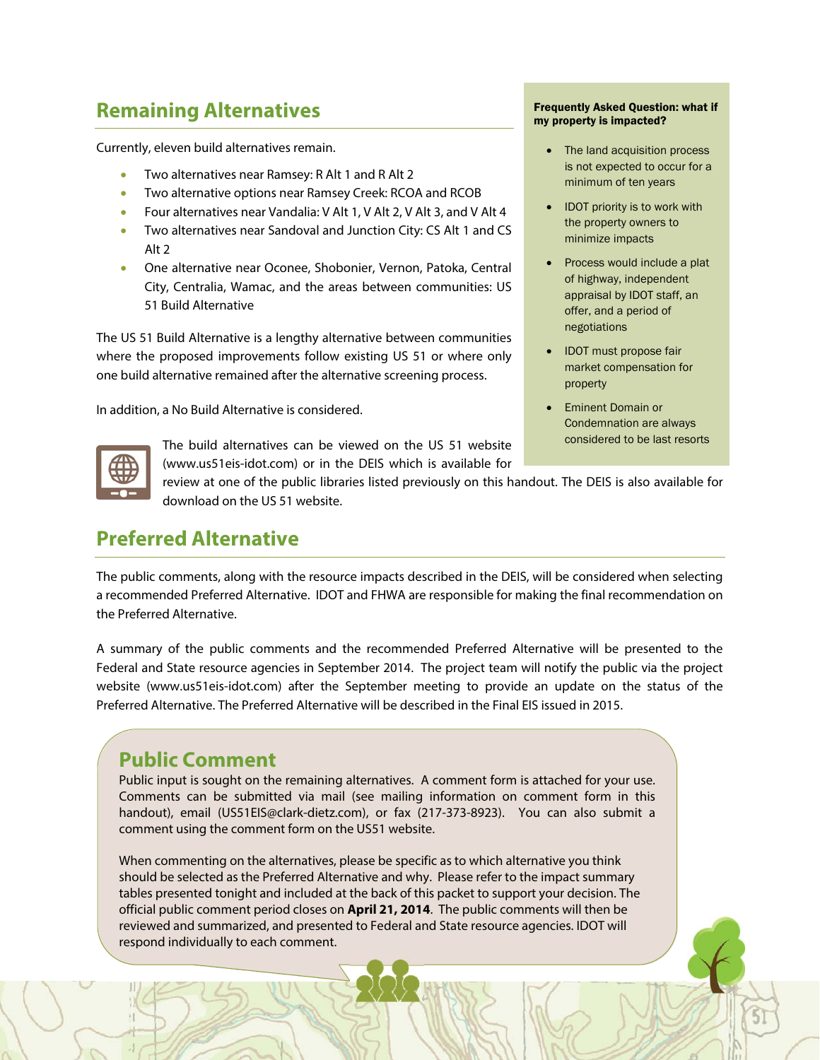## Remaining Alternatives

Currently, eleven build alternatives remain.

- Two alternatives near Ramsey: R Alt 1 and R Alt 2
- Two alternative options near Ramsey Creek: RCOA and RCOB
- Four alternatives near Vandalia: V Alt 1, V Alt 2, V Alt 3, and V Alt 4
- Two alternatives near Sandoval and Junction City: CS Alt 1 and CS Alt 2
- One alternative near Oconee, Shobonier, Vernon, Patoka, Central City, Centralia, Wamac, and the areas between communities: US 51 Build Alternative

The US 51 Build Alternative is a lengthy alternative between communities where the proposed improvements follow existing US 51 or where only one build alternative remained after the alternative screening process.

In addition, a No Build Alternative is considered.

The build alternatives can be viewed on the US 51 website (www.us51eis-idot.com) or in the DEIS which is available for review at one of the public libraries listed previously on this handout. The DEIS is also available for download on the US 51 website.

**Frequently Asked Question: what if my property is impacted?**

- The land acquisition process is not expected to occur for a minimum of ten years
- IDOT priority is to work with the property owners to minimize impacts
- Process would include a plat of highway, independent appraisal by IDOT staff, an offer, and a period of negotiations
- IDOT must propose fair market compensation for property
- Eminent Domain or Condemnation are always considered to be last resorts

## Preferred Alternative

The public comments, along with the resource impacts described in the DEIS, will be considered when selecting a recommended Preferred Alternative. IDOT and FHWA are responsible for making the final recommendation on the Preferred Alternative.

A summary of the public comments and the recommended Preferred Alternative will be presented to the Federal and State resource agencies in September 2014. The project team will notify the public via the project website (www.us51eis-idot.com) after the September meeting to provide an update on the status of the Preferred Alternative. The Preferred Alternative will be described in the Final EIS issued in 2015.

## Public Comment

Public input is sought on the remaining alternatives. A comment form is attached for your use. Comments can be submitted via mail (see mailing information on comment form in this handout), email (US51EIS@clark-dietz.com), or fax (217-373-8923). You can also submit a comment using the comment form on the US51 website.

When commenting on the alternatives, please be specific as to which alternative you think should be selected as the Preferred Alternative and why. Please refer to the impact summary tables presented tonight and included at the back of this packet to support your decision. The official public comment period closes on **April 21, 2014**. The public comments will then be reviewed and summarized, and presented to Federal and State resource agencies. IDOT will respond individually to each comment.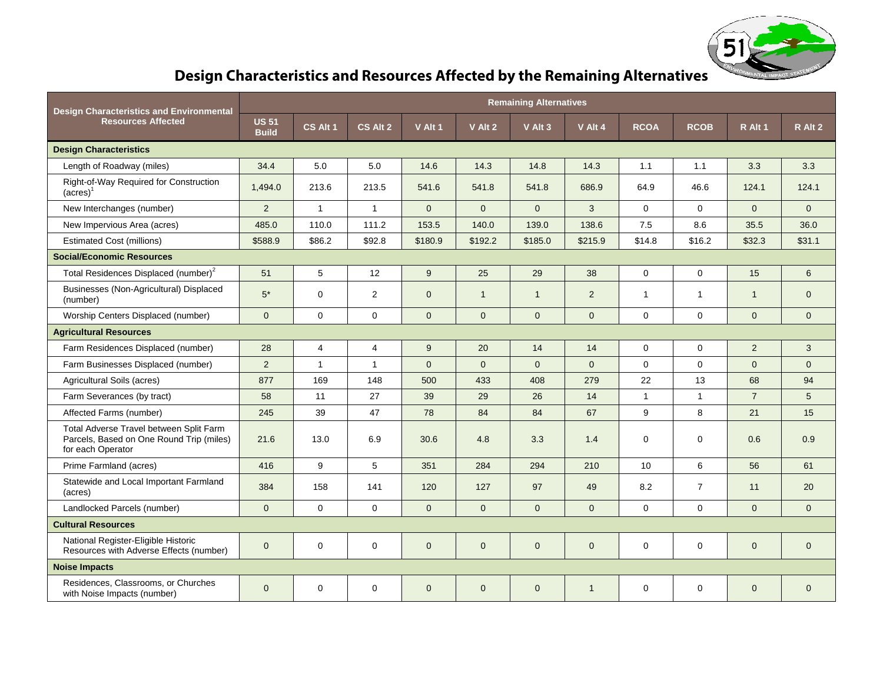# Design Characteristics and Resources Affected by the Remaining Alternatives

| Design Characteristics and Environmental Resources Affected | Remaining Alternatives | | | | | | | | | | |
|---|---|---|---|---|---|---|---|---|---|---|---|
| | US 51 Build | CS Alt 1 | CS Alt 2 | V Alt 1 | V Alt 2 | V Alt 3 | V Alt 4 | RCOA | RCOB | R Alt 1 | R Alt 2 |
| **Design Characteristics** | | | | | | | | | | | |
| Length of Roadway (miles) | 34.4 | 5.0 | 5.0 | 14.6 | 14.3 | 14.8 | 14.3 | 1.1 | 1.1 | 3.3 | 3.3 |
| Right-of-Way Required for Construction (acres)[1] | 1,494.0 | 213.6 | 213.5 | 541.6 | 541.8 | 541.8 | 686.9 | 64.9 | 46.6 | 124.1 | 124.1 |
| New Interchanges (number) | 2 | 1 | 1 | 0 | 0 | 0 | 3 | 0 | 0 | 0 | 0 |
| New Impervious Area (acres) | 485.0 | 110.0 | 111.2 | 153.5 | 140.0 | 139.0 | 138.6 | 7.5 | 8.6 | 35.5 | 36.0 |
| Estimated Cost (millions) | $588.9 | $86.2 | $92.8 | $180.9 | $192.2 | $185.0 | $215.9 | $14.8 | $16.2 | $32.3 | $31.1 |
| **Social/Economic Resources** | | | | | | | | | | | |
| Total Residences Displaced (number)[2] | 51 | 5 | 12 | 9 | 25 | 29 | 38 | 0 | 0 | 15 | 6 |
| Businesses (Non-Agricultural) Displaced (number) | 5* | 0 | 2 | 0 | 1 | 1 | 2 | 1 | 1 | 1 | 0 |
| Worship Centers Displaced (number) | 0 | 0 | 0 | 0 | 0 | 0 | 0 | 0 | 0 | 0 | 0 |
| **Agricultural Resources** | | | | | | | | | | | |
| Farm Residences Displaced (number) | 28 | 4 | 4 | 9 | 20 | 14 | 14 | 0 | 0 | 2 | 3 |
| Farm Businesses Displaced (number) | 2 | 1 | 1 | 0 | 0 | 0 | 0 | 0 | 0 | 0 | 0 |
| Agricultural Soils (acres) | 877 | 169 | 148 | 500 | 433 | 408 | 279 | 22 | 13 | 68 | 94 |
| Farm Severances (by tract) | 58 | 11 | 27 | 39 | 29 | 26 | 14 | 1 | 1 | 7 | 5 |
| Affected Farms (number) | 245 | 39 | 47 | 78 | 84 | 84 | 67 | 9 | 8 | 21 | 15 |
| Total Adverse Travel between Split Farm Parcels, Based on One Round Trip (miles) for each Operator | 21.6 | 13.0 | 6.9 | 30.6 | 4.8 | 3.3 | 1.4 | 0 | 0 | 0.6 | 0.9 |
| Prime Farmland (acres) | 416 | 9 | 5 | 351 | 284 | 294 | 210 | 10 | 6 | 56 | 61 |
| Statewide and Local Important Farmland (acres) | 384 | 158 | 141 | 120 | 127 | 97 | 49 | 8.2 | 7 | 11 | 20 |
| Landlocked Parcels (number) | 0 | 0 | 0 | 0 | 0 | 0 | 0 | 0 | 0 | 0 | 0 |
| **Cultural Resources** | | | | | | | | | | | |
| National Register-Eligible Historic Resources with Adverse Effects (number) | 0 | 0 | 0 | 0 | 0 | 0 | 0 | 0 | 0 | 0 | 0 |
| **Noise Impacts** | | | | | | | | | | | |
| Residences, Classrooms, or Churches with Noise Impacts (number) | 0 | 0 | 0 | 0 | 0 | 0 | 1 | 0 | 0 | 0 | 0 |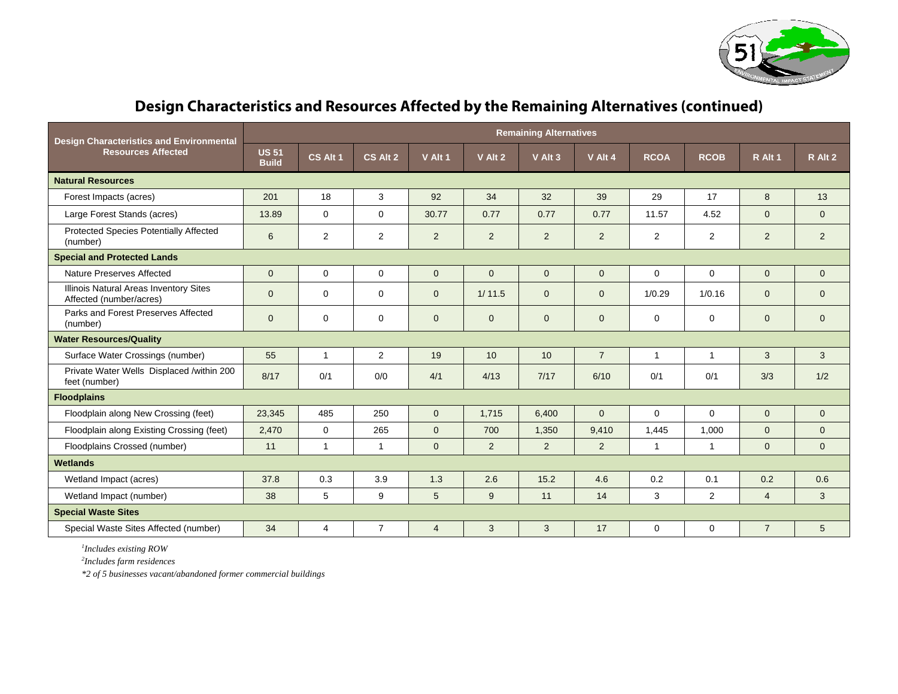## Design Characteristics and Resources Affected by the Remaining Alternatives (continued)

| Design Characteristics and Environmental Resources Affected | Remaining Alternatives | | | | | | | | | |
|---|---|---|---|---|---|---|---|---|---|---|
| | US 51 Build | CS Alt 1 | CS Alt 2 | V Alt 1 | V Alt 2 | V Alt 3 | V Alt 4 | RCOA | RCOB | R Alt 1 | R Alt 2 |
| **Natural Resources** | | | | | | | | | | | |
| Forest Impacts (acres) | 201 | 18 | 3 | 92 | 34 | 32 | 39 | 29 | 17 | 8 | 13 |
| Large Forest Stands (acres) | 13.89 | 0 | 0 | 30.77 | 0.77 | 0.77 | 0.77 | 11.57 | 4.52 | 0 | 0 |
| Protected Species Potentially Affected (number) | 6 | 2 | 2 | 2 | 2 | 2 | 2 | 2 | 2 | 2 | 2 |
| **Special and Protected Lands** | | | | | | | | | | | |
| Nature Preserves Affected | 0 | 0 | 0 | 0 | 0 | 0 | 0 | 0 | 0 | 0 | 0 |
| Illinois Natural Areas Inventory Sites Affected (number/acres) | 0 | 0 | 0 | 0 | 1/ 11.5 | 0 | 0 | 1/0.29 | 1/0.16 | 0 | 0 |
| Parks and Forest Preserves Affected (number) | 0 | 0 | 0 | 0 | 0 | 0 | 0 | 0 | 0 | 0 | 0 |
| **Water Resources/Quality** | | | | | | | | | | | |
| Surface Water Crossings (number) | 55 | 1 | 2 | 19 | 10 | 10 | 7 | 1 | 1 | 3 | 3 |
| Private Water Wells Displaced /within 200 feet (number) | 8/17 | 0/1 | 0/0 | 4/1 | 4/13 | 7/17 | 6/10 | 0/1 | 0/1 | 3/3 | 1/2 |
| **Floodplains** | | | | | | | | | | | |
| Floodplain along New Crossing (feet) | 23,345 | 485 | 250 | 0 | 1,715 | 6,400 | 0 | 0 | 0 | 0 | 0 |
| Floodplain along Existing Crossing (feet) | 2,470 | 0 | 265 | 0 | 700 | 1,350 | 9,410 | 1,445 | 1,000 | 0 | 0 |
| Floodplains Crossed (number) | 11 | 1 | 1 | 0 | 2 | 2 | 2 | 1 | 1 | 0 | 0 |
| **Wetlands** | | | | | | | | | | | |
| Wetland Impact (acres) | 37.8 | 0.3 | 3.9 | 1.3 | 2.6 | 15.2 | 4.6 | 0.2 | 0.1 | 0.2 | 0.6 |
| Wetland Impact (number) | 38 | 5 | 9 | 5 | 9 | 11 | 14 | 3 | 2 | 4 | 3 |
| **Special Waste Sites** | | | | | | | | | | | |
| Special Waste Sites Affected (number) | 34 | 4 | 7 | 4 | 3 | 3 | 17 | 0 | 0 | 7 | 5 |

[1]*Includes existing ROW*

[2]*Includes farm residences*

**2 of 5 businesses vacant/abandoned former commercial buildings*